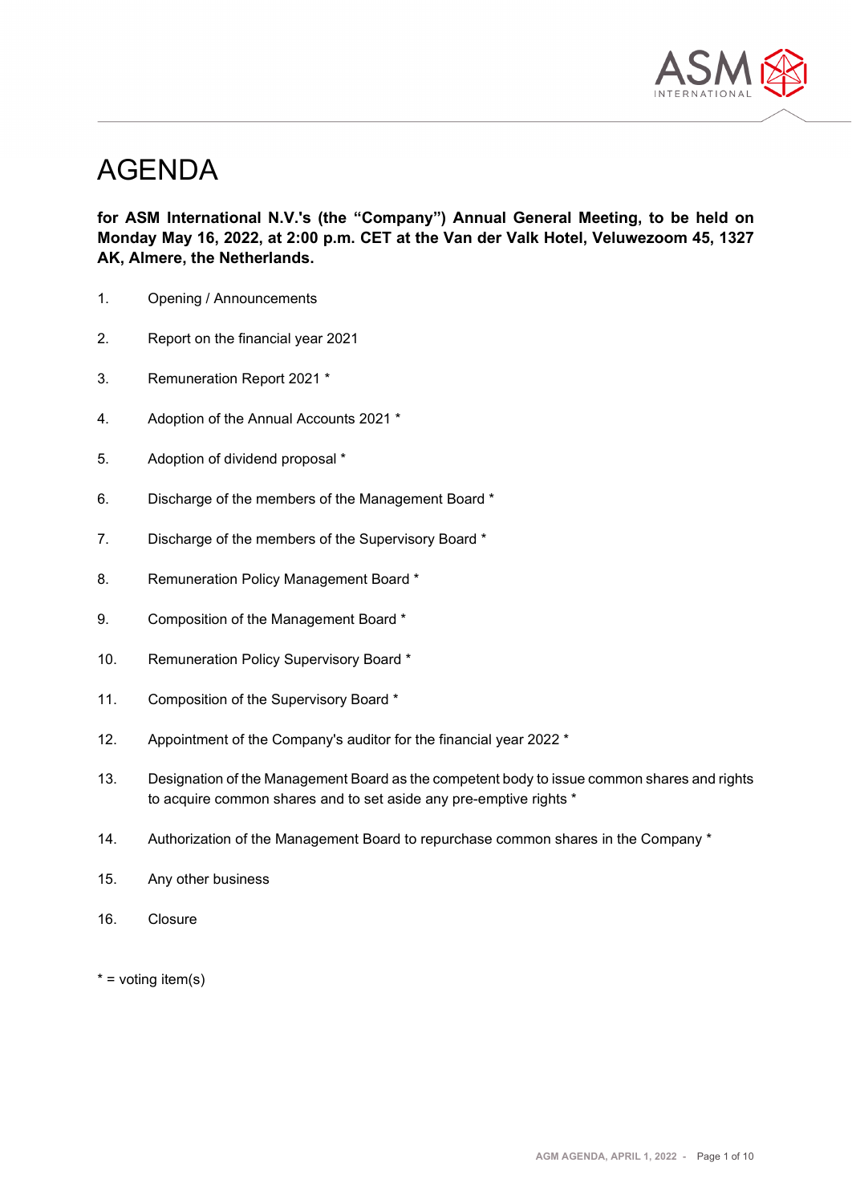# AGENDA

**for ASM International N.V.'s (the "Company") Annual General Meeting, to be held on Monday May 16, 2022, at 2:00 p.m. CET at the Van der Valk Hotel, Veluwezoom 45, 1327 AK, Almere, the Netherlands.**

1. Opening / Announcements
2. Report on the financial year 2021
3. Remuneration Report 2021 *
4. Adoption of the Annual Accounts 2021 *
5. Adoption of dividend proposal *
6. Discharge of the members of the Management Board *
7. Discharge of the members of the Supervisory Board *
8. Remuneration Policy Management Board *
9. Composition of the Management Board *
10. Remuneration Policy Supervisory Board *
11. Composition of the Supervisory Board *
12. Appointment of the Company's auditor for the financial year 2022 *
13. Designation of the Management Board as the competent body to issue common shares and rights to acquire common shares and to set aside any pre-emptive rights *
14. Authorization of the Management Board to repurchase common shares in the Company *
15. Any other business
16. Closure

* = voting item(s)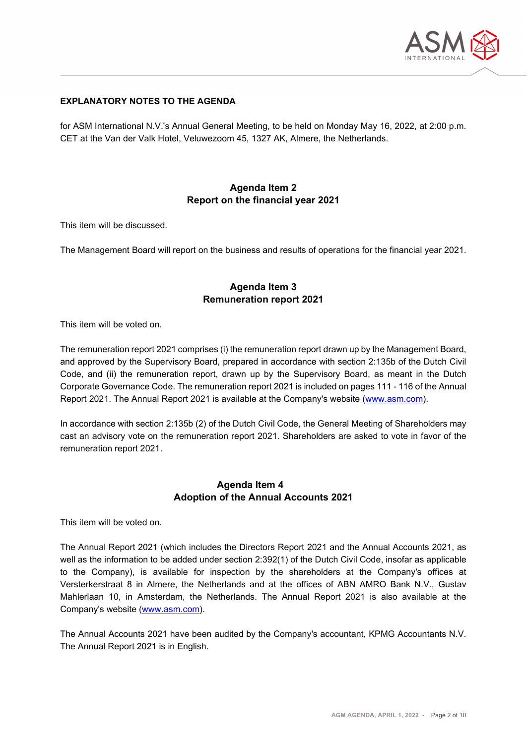**EXPLANATORY NOTES TO THE AGENDA**

for ASM International N.V.'s Annual General Meeting, to be held on Monday May 16, 2022, at 2:00 p.m. CET at the Van der Valk Hotel, Veluwezoom 45, 1327 AK, Almere, the Netherlands.

## Agenda Item 2
## Report on the financial year 2021

This item will be discussed.

The Management Board will report on the business and results of operations for the financial year 2021.

## Agenda Item 3
## Remuneration report 2021

This item will be voted on.

The remuneration report 2021 comprises (i) the remuneration report drawn up by the Management Board, and approved by the Supervisory Board, prepared in accordance with section 2:135b of the Dutch Civil Code, and (ii) the remuneration report, drawn up by the Supervisory Board, as meant in the Dutch Corporate Governance Code. The remuneration report 2021 is included on pages 111 - 116 of the Annual Report 2021. The Annual Report 2021 is available at the Company's website (www.asm.com).

In accordance with section 2:135b (2) of the Dutch Civil Code, the General Meeting of Shareholders may cast an advisory vote on the remuneration report 2021. Shareholders are asked to vote in favor of the remuneration report 2021.

## Agenda Item 4
## Adoption of the Annual Accounts 2021

This item will be voted on.

The Annual Report 2021 (which includes the Directors Report 2021 and the Annual Accounts 2021, as well as the information to be added under section 2:392(1) of the Dutch Civil Code, insofar as applicable to the Company), is available for inspection by the shareholders at the Company's offices at Versterkerstraat 8 in Almere, the Netherlands and at the offices of ABN AMRO Bank N.V., Gustav Mahlerlaan 10, in Amsterdam, the Netherlands. The Annual Report 2021 is also available at the Company's website (www.asm.com).

The Annual Accounts 2021 have been audited by the Company's accountant, KPMG Accountants N.V. The Annual Report 2021 is in English.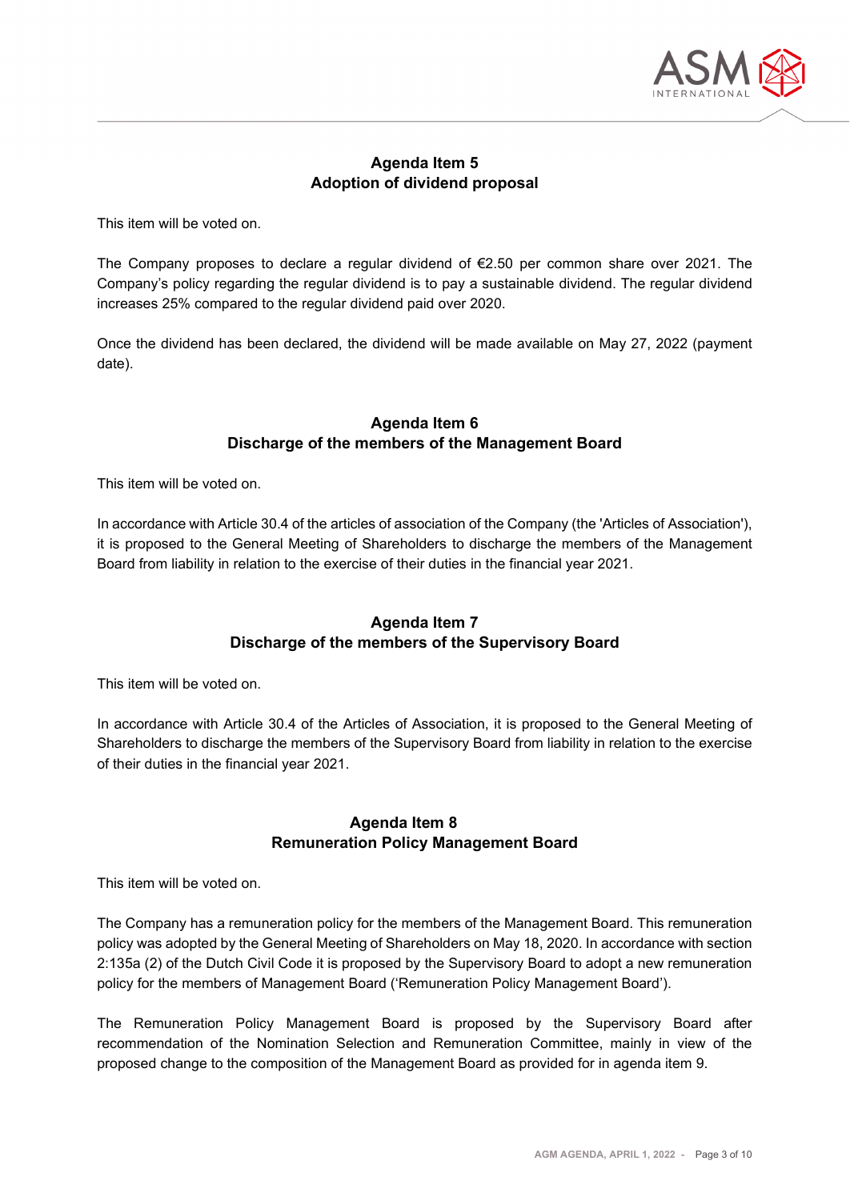## Agenda Item 5
## Adoption of dividend proposal

This item will be voted on.

The Company proposes to declare a regular dividend of €2.50 per common share over 2021. The Company's policy regarding the regular dividend is to pay a sustainable dividend. The regular dividend increases 25% compared to the regular dividend paid over 2020.

Once the dividend has been declared, the dividend will be made available on May 27, 2022 (payment date).

## Agenda Item 6
## Discharge of the members of the Management Board

This item will be voted on.

In accordance with Article 30.4 of the articles of association of the Company (the 'Articles of Association'), it is proposed to the General Meeting of Shareholders to discharge the members of the Management Board from liability in relation to the exercise of their duties in the financial year 2021.

## Agenda Item 7
## Discharge of the members of the Supervisory Board

This item will be voted on.

In accordance with Article 30.4 of the Articles of Association, it is proposed to the General Meeting of Shareholders to discharge the members of the Supervisory Board from liability in relation to the exercise of their duties in the financial year 2021.

## Agenda Item 8
## Remuneration Policy Management Board

This item will be voted on.

The Company has a remuneration policy for the members of the Management Board. This remuneration policy was adopted by the General Meeting of Shareholders on May 18, 2020. In accordance with section 2:135a (2) of the Dutch Civil Code it is proposed by the Supervisory Board to adopt a new remuneration policy for the members of Management Board ('Remuneration Policy Management Board').

The Remuneration Policy Management Board is proposed by the Supervisory Board after recommendation of the Nomination Selection and Remuneration Committee, mainly in view of the proposed change to the composition of the Management Board as provided for in agenda item 9.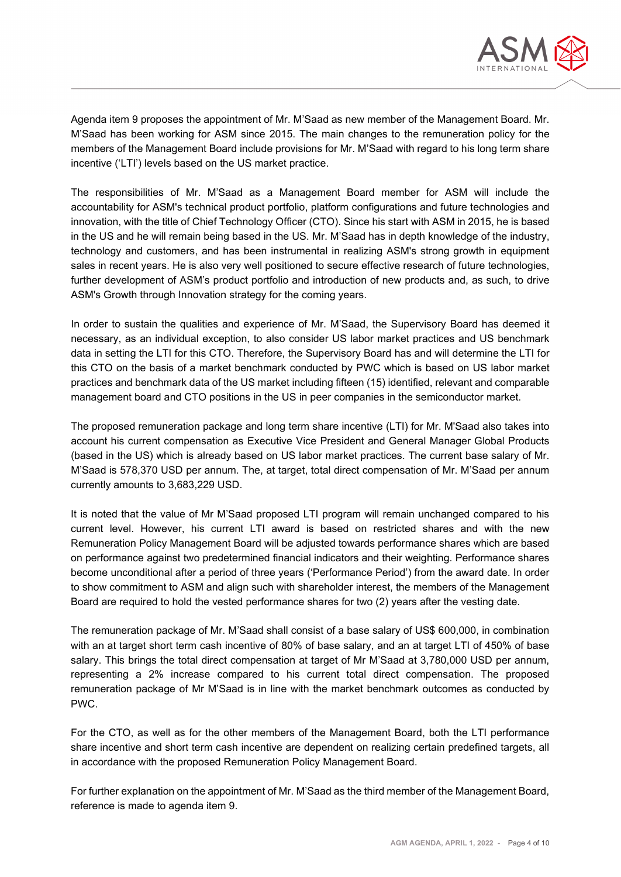Agenda item 9 proposes the appointment of Mr. M'Saad as new member of the Management Board. Mr. M'Saad has been working for ASM since 2015. The main changes to the remuneration policy for the members of the Management Board include provisions for Mr. M'Saad with regard to his long term share incentive ('LTI') levels based on the US market practice.

The responsibilities of Mr. M'Saad as a Management Board member for ASM will include the accountability for ASM's technical product portfolio, platform configurations and future technologies and innovation, with the title of Chief Technology Officer (CTO). Since his start with ASM in 2015, he is based in the US and he will remain being based in the US. Mr. M'Saad has in depth knowledge of the industry, technology and customers, and has been instrumental in realizing ASM's strong growth in equipment sales in recent years. He is also very well positioned to secure effective research of future technologies, further development of ASM's product portfolio and introduction of new products and, as such, to drive ASM's Growth through Innovation strategy for the coming years.

In order to sustain the qualities and experience of Mr. M'Saad, the Supervisory Board has deemed it necessary, as an individual exception, to also consider US labor market practices and US benchmark data in setting the LTI for this CTO. Therefore, the Supervisory Board has and will determine the LTI for this CTO on the basis of a market benchmark conducted by PWC which is based on US labor market practices and benchmark data of the US market including fifteen (15) identified, relevant and comparable management board and CTO positions in the US in peer companies in the semiconductor market.

The proposed remuneration package and long term share incentive (LTI) for Mr. M'Saad also takes into account his current compensation as Executive Vice President and General Manager Global Products (based in the US) which is already based on US labor market practices. The current base salary of Mr. M'Saad is 578,370 USD per annum. The, at target, total direct compensation of Mr. M'Saad per annum currently amounts to 3,683,229 USD.

It is noted that the value of Mr M'Saad proposed LTI program will remain unchanged compared to his current level. However, his current LTI award is based on restricted shares and with the new Remuneration Policy Management Board will be adjusted towards performance shares which are based on performance against two predetermined financial indicators and their weighting. Performance shares become unconditional after a period of three years ('Performance Period') from the award date. In order to show commitment to ASM and align such with shareholder interest, the members of the Management Board are required to hold the vested performance shares for two (2) years after the vesting date.

The remuneration package of Mr. M'Saad shall consist of a base salary of US$ 600,000, in combination with an at target short term cash incentive of 80% of base salary, and an at target LTI of 450% of base salary. This brings the total direct compensation at target of Mr M'Saad at 3,780,000 USD per annum, representing a 2% increase compared to his current total direct compensation. The proposed remuneration package of Mr M'Saad is in line with the market benchmark outcomes as conducted by PWC.

For the CTO, as well as for the other members of the Management Board, both the LTI performance share incentive and short term cash incentive are dependent on realizing certain predefined targets, all in accordance with the proposed Remuneration Policy Management Board.

For further explanation on the appointment of Mr. M'Saad as the third member of the Management Board, reference is made to agenda item 9.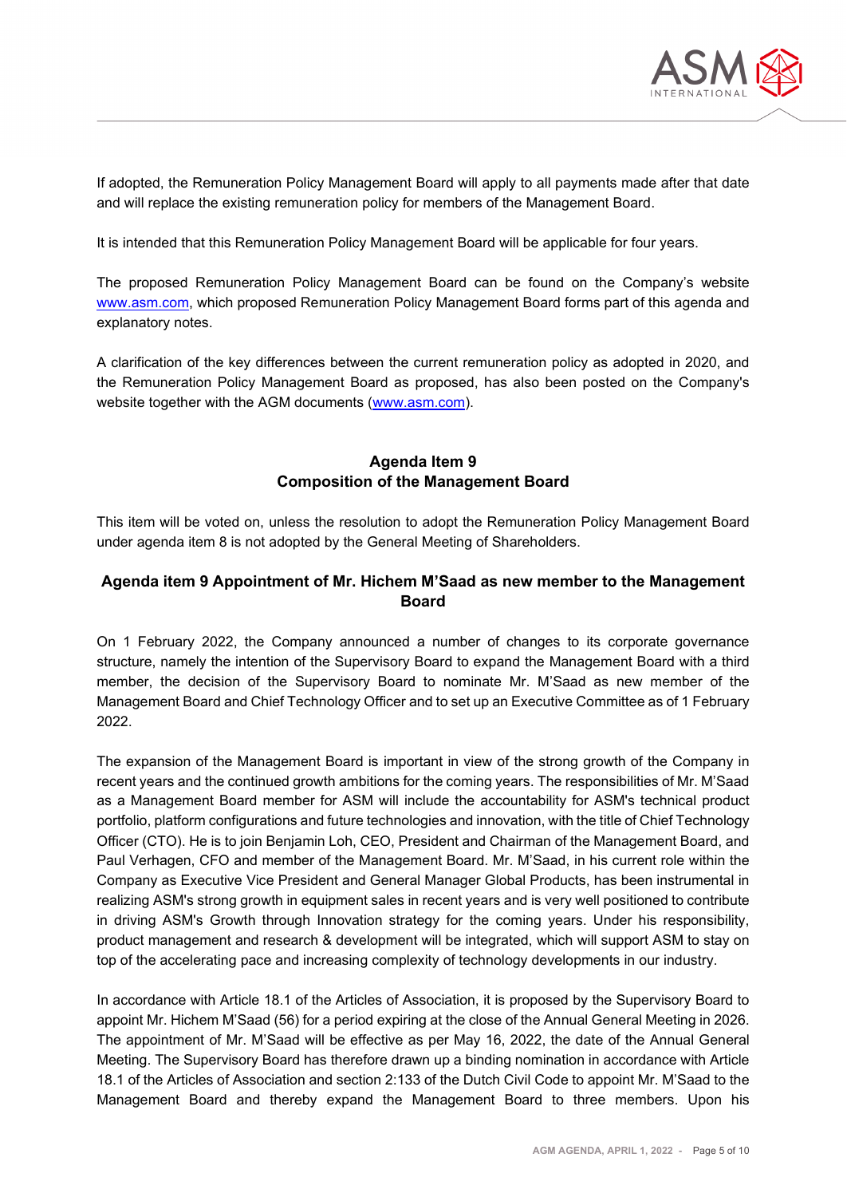If adopted, the Remuneration Policy Management Board will apply to all payments made after that date and will replace the existing remuneration policy for members of the Management Board.

It is intended that this Remuneration Policy Management Board will be applicable for four years.

The proposed Remuneration Policy Management Board can be found on the Company's website www.asm.com, which proposed Remuneration Policy Management Board forms part of this agenda and explanatory notes.

A clarification of the key differences between the current remuneration policy as adopted in 2020, and the Remuneration Policy Management Board as proposed, has also been posted on the Company's website together with the AGM documents (www.asm.com).

## Agenda Item 9
## Composition of the Management Board

This item will be voted on, unless the resolution to adopt the Remuneration Policy Management Board under agenda item 8 is not adopted by the General Meeting of Shareholders.

### Agenda item 9 Appointment of Mr. Hichem M'Saad as new member to the Management Board

On 1 February 2022, the Company announced a number of changes to its corporate governance structure, namely the intention of the Supervisory Board to expand the Management Board with a third member, the decision of the Supervisory Board to nominate Mr. M'Saad as new member of the Management Board and Chief Technology Officer and to set up an Executive Committee as of 1 February 2022.

The expansion of the Management Board is important in view of the strong growth of the Company in recent years and the continued growth ambitions for the coming years. The responsibilities of Mr. M'Saad as a Management Board member for ASM will include the accountability for ASM's technical product portfolio, platform configurations and future technologies and innovation, with the title of Chief Technology Officer (CTO). He is to join Benjamin Loh, CEO, President and Chairman of the Management Board, and Paul Verhagen, CFO and member of the Management Board. Mr. M'Saad, in his current role within the Company as Executive Vice President and General Manager Global Products, has been instrumental in realizing ASM's strong growth in equipment sales in recent years and is very well positioned to contribute in driving ASM's Growth through Innovation strategy for the coming years. Under his responsibility, product management and research & development will be integrated, which will support ASM to stay on top of the accelerating pace and increasing complexity of technology developments in our industry.

In accordance with Article 18.1 of the Articles of Association, it is proposed by the Supervisory Board to appoint Mr. Hichem M'Saad (56) for a period expiring at the close of the Annual General Meeting in 2026. The appointment of Mr. M'Saad will be effective as per May 16, 2022, the date of the Annual General Meeting. The Supervisory Board has therefore drawn up a binding nomination in accordance with Article 18.1 of the Articles of Association and section 2:133 of the Dutch Civil Code to appoint Mr. M'Saad to the Management Board and thereby expand the Management Board to three members. Upon his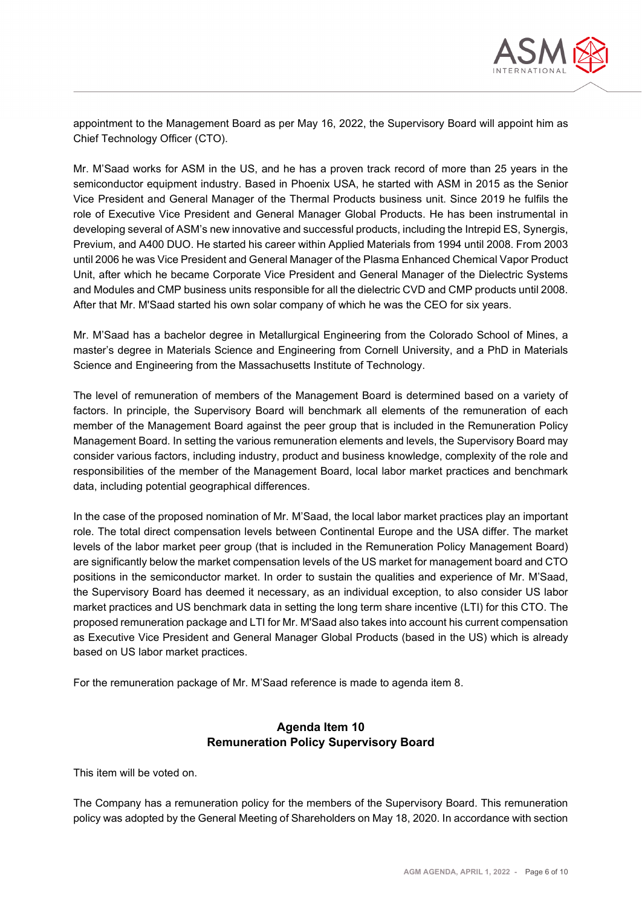appointment to the Management Board as per May 16, 2022, the Supervisory Board will appoint him as Chief Technology Officer (CTO).

Mr. M'Saad works for ASM in the US, and he has a proven track record of more than 25 years in the semiconductor equipment industry. Based in Phoenix USA, he started with ASM in 2015 as the Senior Vice President and General Manager of the Thermal Products business unit. Since 2019 he fulfils the role of Executive Vice President and General Manager Global Products. He has been instrumental in developing several of ASM's new innovative and successful products, including the Intrepid ES, Synergis, Previum, and A400 DUO. He started his career within Applied Materials from 1994 until 2008. From 2003 until 2006 he was Vice President and General Manager of the Plasma Enhanced Chemical Vapor Product Unit, after which he became Corporate Vice President and General Manager of the Dielectric Systems and Modules and CMP business units responsible for all the dielectric CVD and CMP products until 2008. After that Mr. M'Saad started his own solar company of which he was the CEO for six years.

Mr. M'Saad has a bachelor degree in Metallurgical Engineering from the Colorado School of Mines, a master's degree in Materials Science and Engineering from Cornell University, and a PhD in Materials Science and Engineering from the Massachusetts Institute of Technology.

The level of remuneration of members of the Management Board is determined based on a variety of factors. In principle, the Supervisory Board will benchmark all elements of the remuneration of each member of the Management Board against the peer group that is included in the Remuneration Policy Management Board. In setting the various remuneration elements and levels, the Supervisory Board may consider various factors, including industry, product and business knowledge, complexity of the role and responsibilities of the member of the Management Board, local labor market practices and benchmark data, including potential geographical differences.

In the case of the proposed nomination of Mr. M'Saad, the local labor market practices play an important role. The total direct compensation levels between Continental Europe and the USA differ. The market levels of the labor market peer group (that is included in the Remuneration Policy Management Board) are significantly below the market compensation levels of the US market for management board and CTO positions in the semiconductor market. In order to sustain the qualities and experience of Mr. M'Saad, the Supervisory Board has deemed it necessary, as an individual exception, to also consider US labor market practices and US benchmark data in setting the long term share incentive (LTI) for this CTO. The proposed remuneration package and LTI for Mr. M'Saad also takes into account his current compensation as Executive Vice President and General Manager Global Products (based in the US) which is already based on US labor market practices.

For the remuneration package of Mr. M'Saad reference is made to agenda item 8.

## Agenda Item 10
## Remuneration Policy Supervisory Board

This item will be voted on.

The Company has a remuneration policy for the members of the Supervisory Board. This remuneration policy was adopted by the General Meeting of Shareholders on May 18, 2020. In accordance with section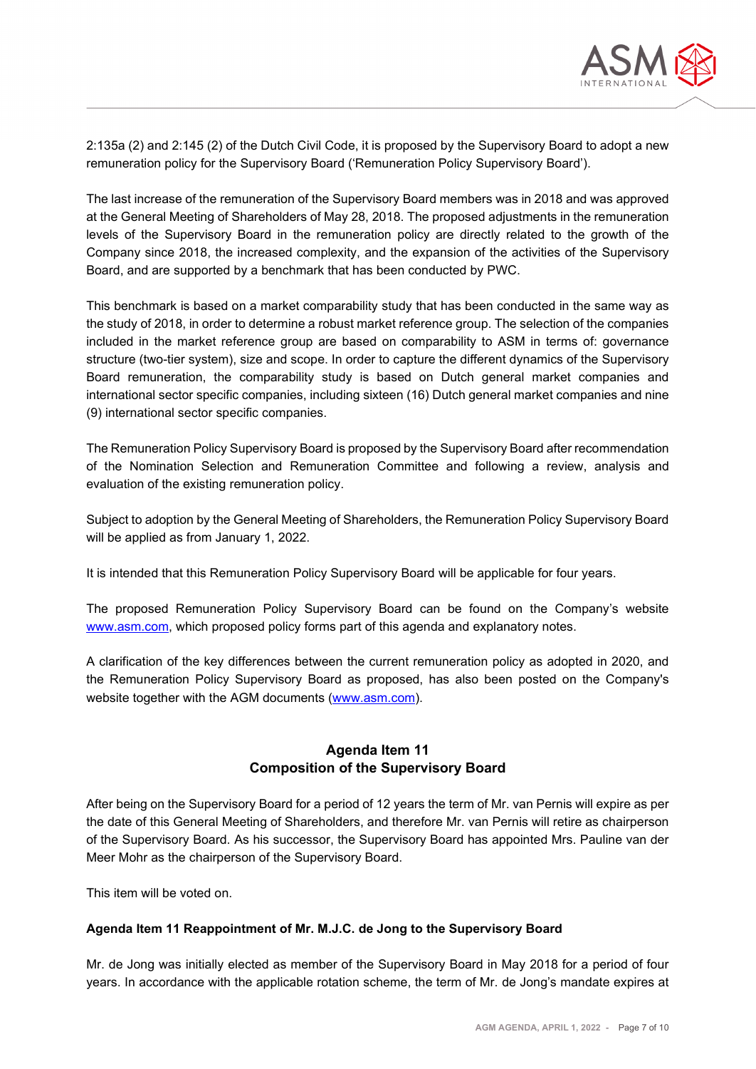2:135a (2) and 2:145 (2) of the Dutch Civil Code, it is proposed by the Supervisory Board to adopt a new remuneration policy for the Supervisory Board ('Remuneration Policy Supervisory Board').

The last increase of the remuneration of the Supervisory Board members was in 2018 and was approved at the General Meeting of Shareholders of May 28, 2018. The proposed adjustments in the remuneration levels of the Supervisory Board in the remuneration policy are directly related to the growth of the Company since 2018, the increased complexity, and the expansion of the activities of the Supervisory Board, and are supported by a benchmark that has been conducted by PWC.

This benchmark is based on a market comparability study that has been conducted in the same way as the study of 2018, in order to determine a robust market reference group. The selection of the companies included in the market reference group are based on comparability to ASM in terms of: governance structure (two-tier system), size and scope. In order to capture the different dynamics of the Supervisory Board remuneration, the comparability study is based on Dutch general market companies and international sector specific companies, including sixteen (16) Dutch general market companies and nine (9) international sector specific companies.

The Remuneration Policy Supervisory Board is proposed by the Supervisory Board after recommendation of the Nomination Selection and Remuneration Committee and following a review, analysis and evaluation of the existing remuneration policy.

Subject to adoption by the General Meeting of Shareholders, the Remuneration Policy Supervisory Board will be applied as from January 1, 2022.

It is intended that this Remuneration Policy Supervisory Board will be applicable for four years.

The proposed Remuneration Policy Supervisory Board can be found on the Company's website www.asm.com, which proposed policy forms part of this agenda and explanatory notes.

A clarification of the key differences between the current remuneration policy as adopted in 2020, and the Remuneration Policy Supervisory Board as proposed, has also been posted on the Company's website together with the AGM documents (www.asm.com).

## Agenda Item 11
## Composition of the Supervisory Board

After being on the Supervisory Board for a period of 12 years the term of Mr. van Pernis will expire as per the date of this General Meeting of Shareholders, and therefore Mr. van Pernis will retire as chairperson of the Supervisory Board. As his successor, the Supervisory Board has appointed Mrs. Pauline van der Meer Mohr as the chairperson of the Supervisory Board.

This item will be voted on.

**Agenda Item 11 Reappointment of Mr. M.J.C. de Jong to the Supervisory Board**

Mr. de Jong was initially elected as member of the Supervisory Board in May 2018 for a period of four years. In accordance with the applicable rotation scheme, the term of Mr. de Jong's mandate expires at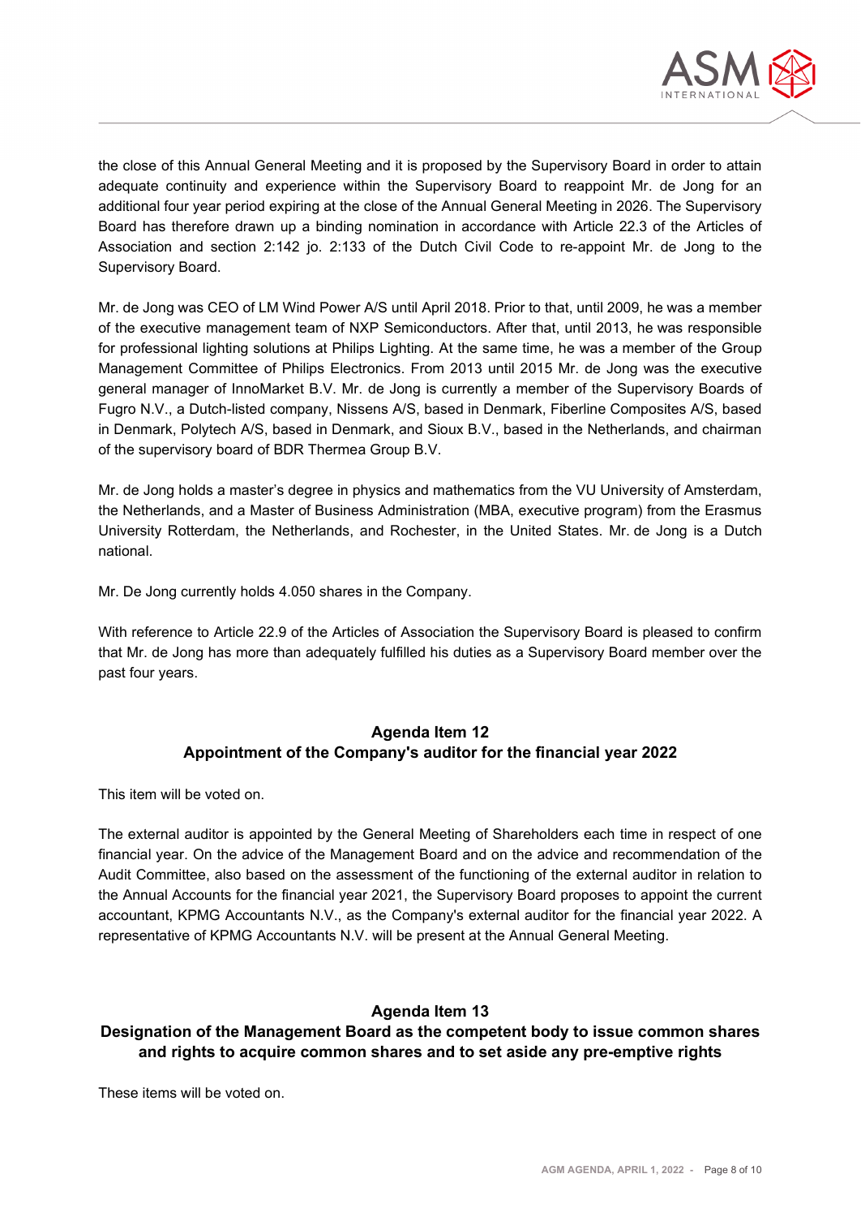the close of this Annual General Meeting and it is proposed by the Supervisory Board in order to attain adequate continuity and experience within the Supervisory Board to reappoint Mr. de Jong for an additional four year period expiring at the close of the Annual General Meeting in 2026. The Supervisory Board has therefore drawn up a binding nomination in accordance with Article 22.3 of the Articles of Association and section 2:142 jo. 2:133 of the Dutch Civil Code to re-appoint Mr. de Jong to the Supervisory Board.

Mr. de Jong was CEO of LM Wind Power A/S until April 2018. Prior to that, until 2009, he was a member of the executive management team of NXP Semiconductors. After that, until 2013, he was responsible for professional lighting solutions at Philips Lighting. At the same time, he was a member of the Group Management Committee of Philips Electronics. From 2013 until 2015 Mr. de Jong was the executive general manager of InnoMarket B.V. Mr. de Jong is currently a member of the Supervisory Boards of Fugro N.V., a Dutch-listed company, Nissens A/S, based in Denmark, Fiberline Composites A/S, based in Denmark, Polytech A/S, based in Denmark, and Sioux B.V., based in the Netherlands, and chairman of the supervisory board of BDR Thermea Group B.V.

Mr. de Jong holds a master's degree in physics and mathematics from the VU University of Amsterdam, the Netherlands, and a Master of Business Administration (MBA, executive program) from the Erasmus University Rotterdam, the Netherlands, and Rochester, in the United States. Mr. de Jong is a Dutch national.

Mr. De Jong currently holds 4.050 shares in the Company.

With reference to Article 22.9 of the Articles of Association the Supervisory Board is pleased to confirm that Mr. de Jong has more than adequately fulfilled his duties as a Supervisory Board member over the past four years.

## Agenda Item 12
## Appointment of the Company's auditor for the financial year 2022

This item will be voted on.

The external auditor is appointed by the General Meeting of Shareholders each time in respect of one financial year. On the advice of the Management Board and on the advice and recommendation of the Audit Committee, also based on the assessment of the functioning of the external auditor in relation to the Annual Accounts for the financial year 2021, the Supervisory Board proposes to appoint the current accountant, KPMG Accountants N.V., as the Company's external auditor for the financial year 2022. A representative of KPMG Accountants N.V. will be present at the Annual General Meeting.

## Agenda Item 13
## Designation of the Management Board as the competent body to issue common shares and rights to acquire common shares and to set aside any pre-emptive rights

These items will be voted on.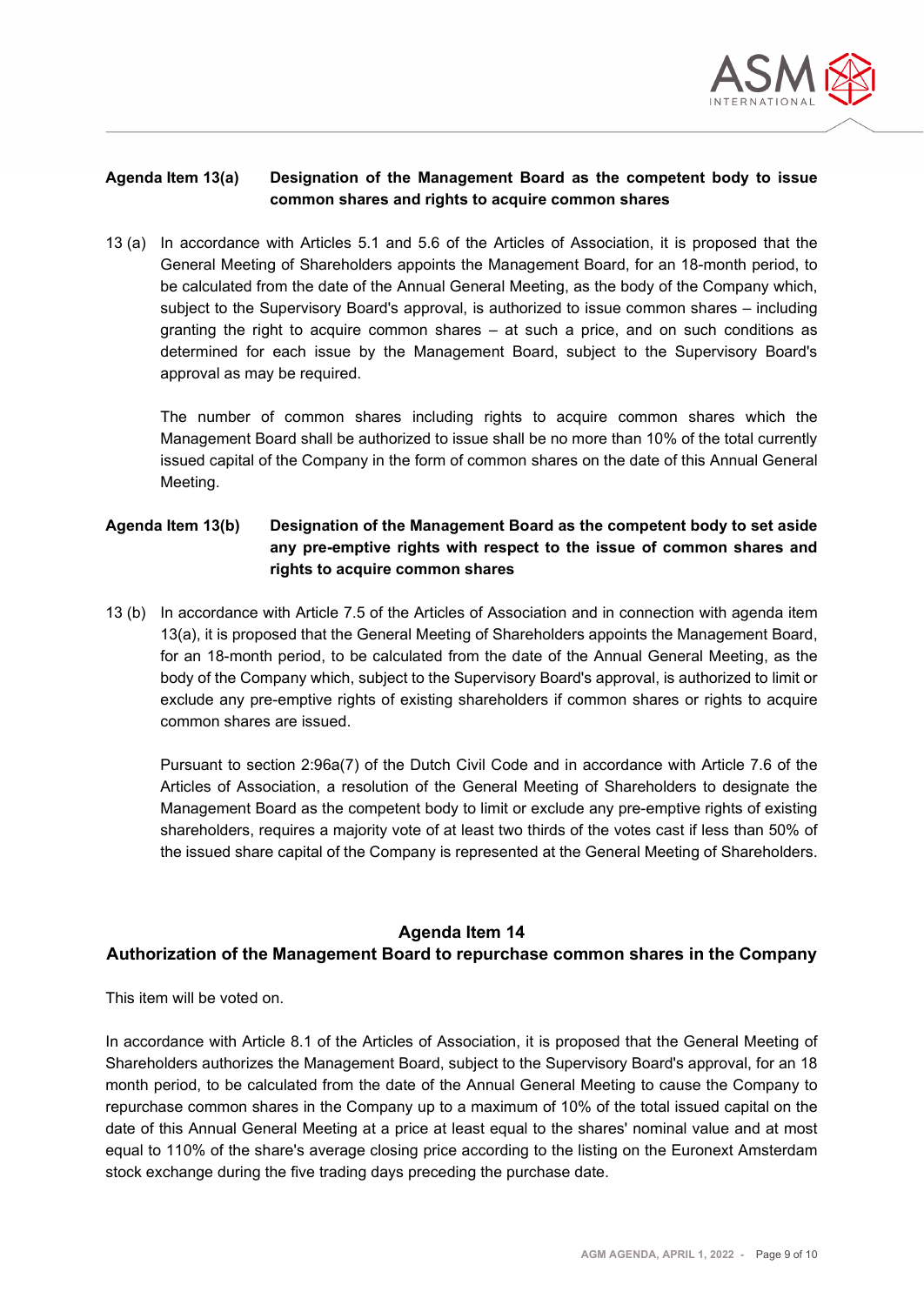**Agenda Item 13(a) Designation of the Management Board as the competent body to issue common shares and rights to acquire common shares**

13 (a) In accordance with Articles 5.1 and 5.6 of the Articles of Association, it is proposed that the General Meeting of Shareholders appoints the Management Board, for an 18-month period, to be calculated from the date of the Annual General Meeting, as the body of the Company which, subject to the Supervisory Board's approval, is authorized to issue common shares – including granting the right to acquire common shares – at such a price, and on such conditions as determined for each issue by the Management Board, subject to the Supervisory Board's approval as may be required.

The number of common shares including rights to acquire common shares which the Management Board shall be authorized to issue shall be no more than 10% of the total currently issued capital of the Company in the form of common shares on the date of this Annual General Meeting.

**Agenda Item 13(b) Designation of the Management Board as the competent body to set aside any pre-emptive rights with respect to the issue of common shares and rights to acquire common shares**

13 (b) In accordance with Article 7.5 of the Articles of Association and in connection with agenda item 13(a), it is proposed that the General Meeting of Shareholders appoints the Management Board, for an 18-month period, to be calculated from the date of the Annual General Meeting, as the body of the Company which, subject to the Supervisory Board's approval, is authorized to limit or exclude any pre-emptive rights of existing shareholders if common shares or rights to acquire common shares are issued.

Pursuant to section 2:96a(7) of the Dutch Civil Code and in accordance with Article 7.6 of the Articles of Association, a resolution of the General Meeting of Shareholders to designate the Management Board as the competent body to limit or exclude any pre-emptive rights of existing shareholders, requires a majority vote of at least two thirds of the votes cast if less than 50% of the issued share capital of the Company is represented at the General Meeting of Shareholders.

## Agenda Item 14
## Authorization of the Management Board to repurchase common shares in the Company

This item will be voted on.

In accordance with Article 8.1 of the Articles of Association, it is proposed that the General Meeting of Shareholders authorizes the Management Board, subject to the Supervisory Board's approval, for an 18 month period, to be calculated from the date of the Annual General Meeting to cause the Company to repurchase common shares in the Company up to a maximum of 10% of the total issued capital on the date of this Annual General Meeting at a price at least equal to the shares' nominal value and at most equal to 110% of the share's average closing price according to the listing on the Euronext Amsterdam stock exchange during the five trading days preceding the purchase date.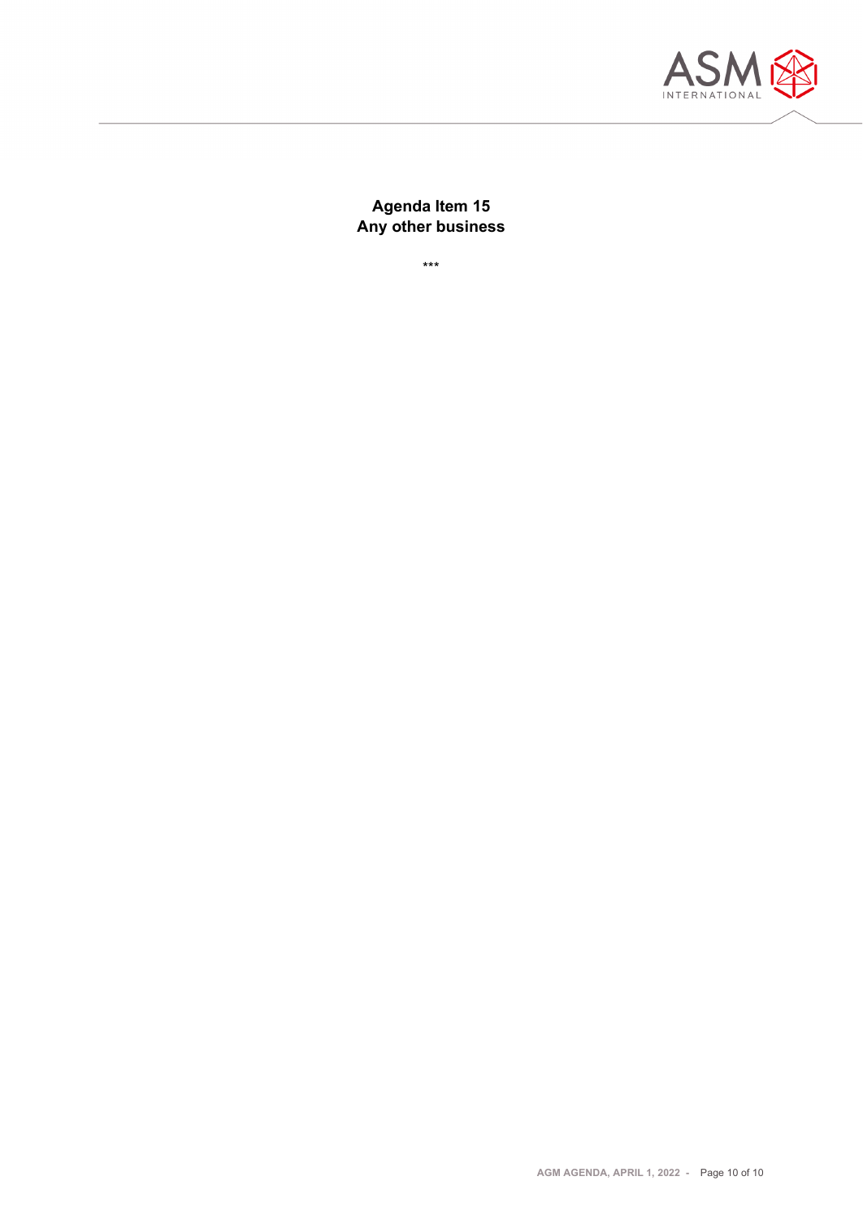**Agenda Item 15**
**Any other business**

\*\*\*